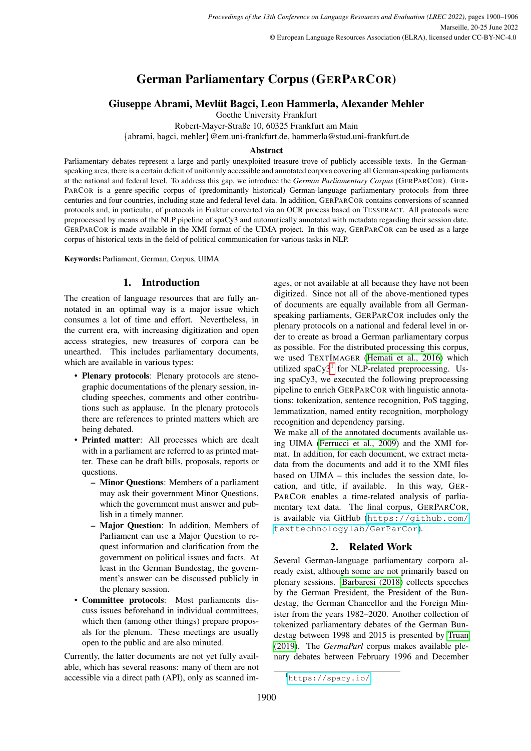# German Parliamentary Corpus (GerParCor)

**Giuseppe Abrami, Mevlüt Bagci, Leon Hammerla, Alexander Mehler**

Goethe University Frankfurt
Robert-Mayer-Straße 10, 60325 Frankfurt am Main
{abrami, bagci, mehler}@em.uni-frankfurt.de, hammerla@stud.uni-frankfurt.de

### Abstract

Parliamentary debates represent a large and partly unexploited treasure trove of publicly accessible texts. In the German-speaking area, there is a certain deficit of uniformly accessible and annotated corpora covering all German-speaking parliaments at the national and federal level. To address this gap, we introduce the *German Parliamentary Corpus* (GerParCor). GerParCor is a genre-specific corpus of (predominantly historical) German-language parliamentary protocols from three centuries and four countries, including state and federal level data. In addition, GerParCor contains conversions of scanned protocols and, in particular, of protocols in Fraktur converted via an OCR process based on Tesseract. All protocols were preprocessed by means of the NLP pipeline of spaCy3 and automatically annotated with metadata regarding their session date. GerParCor is made available in the XMI format of the UIMA project. In this way, GerParCor can be used as a large corpus of historical texts in the field of political communication for various tasks in NLP.

**Keywords:** Parliament, German, Corpus, UIMA

## 1. Introduction

The creation of language resources that are fully annotated in an optimal way is a major issue which consumes a lot of time and effort. Nevertheless, in the current era, with increasing digitization and open access strategies, new treasures of corpora can be unearthed. This includes parliamentary documents, which are available in various types:

- **Plenary protocols**: Plenary protocols are stenographic documentations of the plenary session, including speeches, comments and other contributions such as applause. In the plenary protocols there are references to printed matters which are being debated.
- **Printed matter**: All processes which are dealt with in a parliament are referred to as printed matter. These can be draft bills, proposals, reports or questions.
  - **Minor Questions**: Members of a parliament may ask their government Minor Questions, which the government must answer and publish in a timely manner.
  - **Major Question**: In addition, Members of Parliament can use a Major Question to request information and clarification from the government on political issues and facts. At least in the German Bundestag, the government's answer can be discussed publicly in the plenary session.
- **Committee protocols**: Most parliaments discuss issues beforehand in individual committees, which then (among other things) prepare proposals for the plenum. These meetings are usually open to the public and are also minuted.

Currently, the latter documents are not yet fully available, which has several reasons: many of them are not accessible via a direct path (API), only as scanned images, or not available at all because they have not been digitized. Since not all of the above-mentioned types of documents are equally available from all German-speaking parliaments, GerParCor includes only the plenary protocols on a national and federal level in order to create as broad a German parliamentary corpus as possible. For the distributed processing this corpus, we used TextImager (Hemati et al., 2016) which utilized spaCy3[1] for NLP-related preprocessing. Using spaCy3, we executed the following preprocessing pipeline to enrich GerParCor with linguistic annotations: tokenization, sentence recognition, PoS tagging, lemmatization, named entity recognition, morphology recognition and dependency parsing.

We make all of the annotated documents available using UIMA (Ferrucci et al., 2009) and the XMI format. In addition, for each document, we extract metadata from the documents and add it to the XMI files based on UIMA – this includes the session date, location, and title, if available. In this way, GerParCor enables a time-related analysis of parliamentary text data. The final corpus, GerParCor, is available via GitHub (https://github.com/texttechnologylab/GerParCor).

## 2. Related Work

Several German-language parliamentary corpora already exist, although some are not primarily based on plenary sessions. Barbaresi (2018) collects speeches by the German President, the President of the Bundestag, the German Chancellor and the Foreign Minister from the years 1982–2020. Another collection of tokenized parliamentary debates of the German Bundestag between 1998 and 2015 is presented by Truan (2019). The *GermaParl* corpus makes available plenary debates between February 1996 and December

[1] https://spacy.io/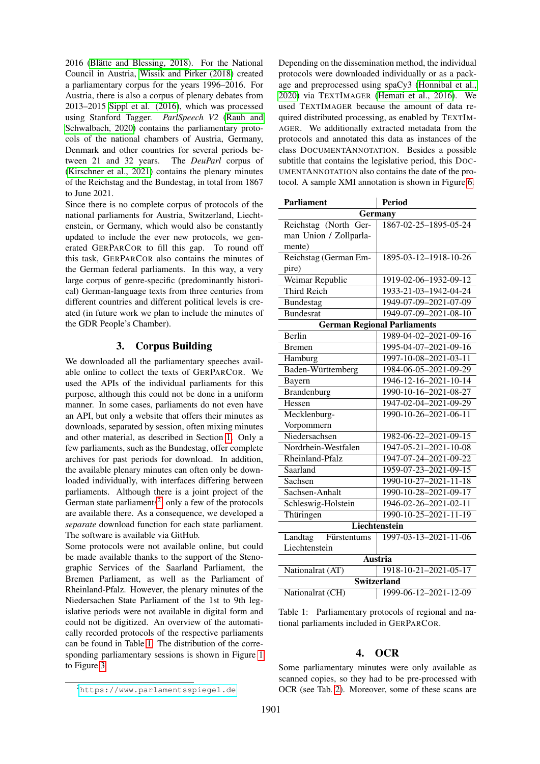2016 (Blätte and Blessing, 2018). For the National Council in Austria, Wissik and Pirker (2018) created a parliamentary corpus for the years 1996–2016. For Austria, there is also a corpus of plenary debates from 2013–2015 Sippl et al. (2016), which was processed using Stanford Tagger. *ParlSpeech V2* (Rauh and Schwalbach, 2020) contains the parliamentary protocols of the national chambers of Austria, Germany, Denmark and other countries for several periods between 21 and 32 years. The *DeuParl* corpus of (Kirschner et al., 2021) contains the plenary minutes of the Reichstag and the Bundestag, in total from 1867 to June 2021.

Since there is no complete corpus of protocols of the national parliaments for Austria, Switzerland, Liechtenstein, or Germany, which would also be constantly updated to include the ever new protocols, we generated GERPARCOR to fill this gap. To round off this task, GERPARCOR also contains the minutes of the German federal parliaments. In this way, a very large corpus of genre-specific (predominantly historical) German-language texts from three centuries from different countries and different political levels is created (in future work we plan to include the minutes of the GDR People's Chamber).

## 3. Corpus Building

We downloaded all the parliamentary speeches available online to collect the texts of GERPARCOR. We used the APIs of the individual parliaments for this purpose, although this could not be done in a uniform manner. In some cases, parliaments do not even have an API, but only a website that offers their minutes as downloads, separated by session, often mixing minutes and other material, as described in Section 1. Only a few parliaments, such as the Bundestag, offer complete archives for past periods for download. In addition, the available plenary minutes can often only be downloaded individually, with interfaces differing between parliaments. Although there is a joint project of the German state parliaments[2], only a few of the protocols are available there. As a consequence, we developed a *separate* download function for each state parliament. The software is available via GitHub.

Some protocols were not available online, but could be made available thanks to the support of the Stenographic Services of the Saarland Parliament, the Bremen Parliament, as well as the Parliament of Rheinland-Pfalz. However, the plenary minutes of the Niedersachsen State Parliament of the 1st to 9th legislative periods were not available in digital form and could not be digitized. An overview of the automatically recorded protocols of the respective parliaments can be found in Table 1. The distribution of the corresponding parliamentary sessions is shown in Figure 1 to Figure 3.

[2] https://www.parlamentsspiegel.de

Depending on the dissemination method, the individual protocols were downloaded individually or as a package and preprocessed using spaCy3 (Honnibal et al., 2020) via TEXTIMAGER (Hemati et al., 2016). We used TEXTIMAGER because the amount of data required distributed processing, as enabled by TEXTIMAGER. We additionally extracted metadata from the protocols and annotated this data as instances of the class DOCUMENTANNOTATION. Besides a possible subtitle that contains the legislative period, this DOCUMENTANNOTATION also contains the date of the protocol. A sample XMI annotation is shown in Figure 6.

| Parliament | Period |
|---|---|
| **Germany** | |
| Reichstag (North German Union / Zollparlamente) | 1867-02-25–1895-05-24 |
| Reichstag (German Empire) | 1895-03-12–1918-10-26 |
| Weimar Republic | 1919-02-06–1932-09-12 |
| Third Reich | 1933-21-03–1942-04-24 |
| Bundestag | 1949-07-09–2021-07-09 |
| Bundesrat | 1949-07-09–2021-08-10 |
| **German Regional Parliaments** | |
| Berlin | 1989-04-02–2021-09-16 |
| Bremen | 1995-04-07–2021-09-16 |
| Hamburg | 1997-10-08–2021-03-11 |
| Baden-Württemberg | 1984-06-05–2021-09-29 |
| Bayern | 1946-12-16–2021-10-14 |
| Brandenburg | 1990-10-16–2021-08-27 |
| Hessen | 1947-02-04–2021-09-29 |
| Mecklenburg-Vorpommern | 1990-10-26–2021-06-11 |
| Niedersachsen | 1982-06-22–2021-09-15 |
| Nordrhein-Westfalen | 1947-05-21–2021-10-08 |
| Rheinland-Pfalz | 1947-07-24–2021-09-22 |
| Saarland | 1959-07-23–2021-09-15 |
| Sachsen | 1990-10-27–2021-11-18 |
| Sachsen-Anhalt | 1990-10-28–2021-09-17 |
| Schleswig-Holstein | 1946-02-26–2021-02-11 |
| Thüringen | 1990-10-25–2021-11-19 |
| **Liechtenstein** | |
| Landtag Fürstentums Liechtenstein | 1997-03-13–2021-11-06 |
| **Austria** | |
| Nationalrat (AT) | 1918-10-21–2021-05-17 |
| **Switzerland** | |
| Nationalrat (CH) | 1999-06-12–2021-12-09 |

Table 1: Parliamentary protocols of regional and national parliaments included in GERPARCOR.

## 4. OCR

Some parliamentary minutes were only available as scanned copies, so they had to be pre-processed with OCR (see Tab. 2). Moreover, some of these scans are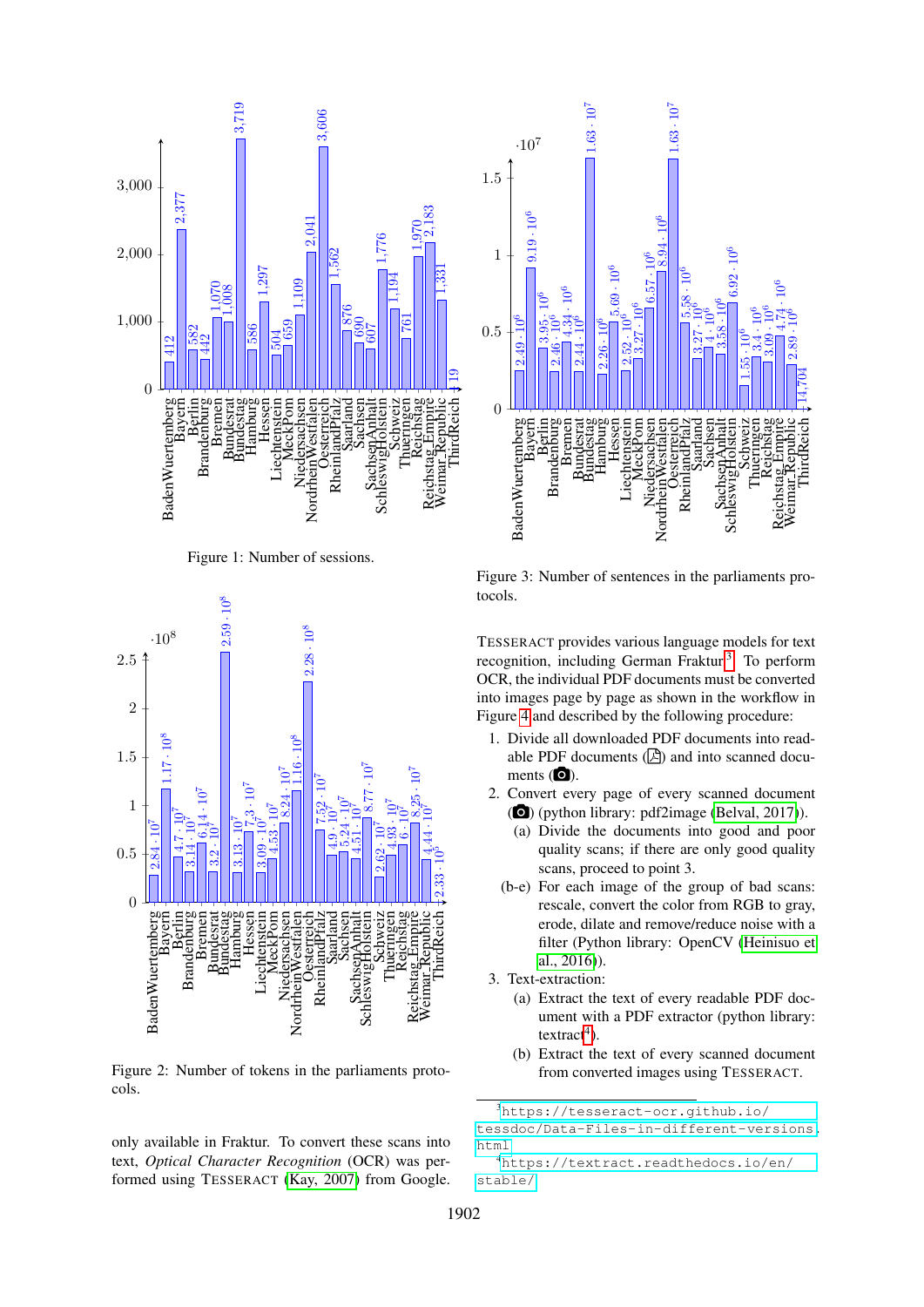Figure 1: Number of sessions.

Figure 2: Number of tokens in the parliaments protocols.

only available in Fraktur. To convert these scans into text, *Optical Character Recognition* (OCR) was performed using TESSERACT (Kay, 2007) from Google.

Figure 3: Number of sentences in the parliaments protocols.

TESSERACT provides various language models for text recognition, including German Fraktur[3]. To perform OCR, the individual PDF documents must be converted into images page by page as shown in the workflow in Figure 4 and described by the following procedure:

1. Divide all downloaded PDF documents into readable PDF documents (📄) and into scanned documents (📷).
2. Convert every page of every scanned document (📷) (python library: pdf2image (Belval, 2017)).
   - (a) Divide the documents into good and poor quality scans; if there are only good quality scans, proceed to point 3.
   - (b-e) For each image of the group of bad scans: rescale, convert the color from RGB to gray, erode, dilate and remove/reduce noise with a filter (Python library: OpenCV (Heinisuo et al., 2016)).
3. Text-extraction:
   - (a) Extract the text of every readable PDF document with a PDF extractor (python library: textract[4]).
   - (b) Extract the text of every scanned document from converted images using TESSERACT.

[3] https://tesseract-ocr.github.io/tessdoc/Data-Files-in-different-versions.html

[4] https://textract.readthedocs.io/en/stable/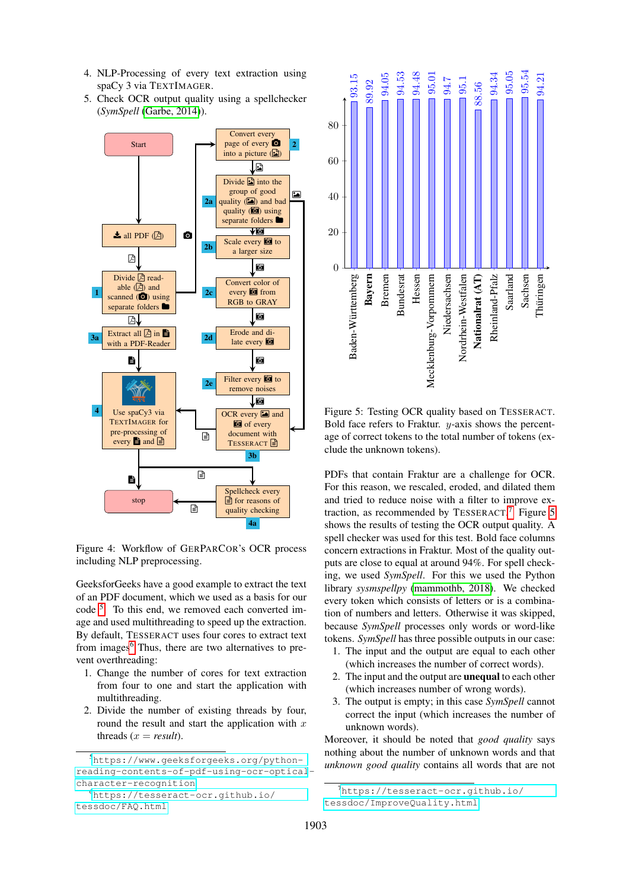4. NLP-Processing of every text extraction using spaCy 3 via TEXTIMAGER.
5. Check OCR output quality using a spellchecker (*SymSpell* (Garbe, 2014)).

Figure 4: Workflow of GERPARCOR's OCR process including NLP preprocessing.

GeeksforGeeks have a good example to extract the text of an PDF document, which we used as a basis for our code [5]. To this end, we removed each converted image and used multithreading to speed up the extraction. By default, TESSERACT uses four cores to extract text from images[6]. Thus, there are two alternatives to prevent overthreading:

1. Change the number of cores for text extraction from four to one and start the application with multithreading.
2. Divide the number of existing threads by four, round the result and start the application with $x$ threads ($x = result$).

Figure 5: Testing OCR quality based on TESSERACT. Bold face refers to Fraktur. $y$-axis shows the percentage of correct tokens to the total number of tokens (exclude the unknown tokens).

PDFs that contain Fraktur are a challenge for OCR. For this reason, we rescaled, eroded, and dilated them and tried to reduce noise with a filter to improve extraction, as recommended by TESSERACT[7]. Figure 5 shows the results of testing the OCR output quality. A spell checker was used for this test. Bold face columns concern extractions in Fraktur. Most of the quality outputs are close to equal at around 94%. For spell checking, we used *SymSpell*. For this we used the Python library *sysmspellpy* (mammothb, 2018). We checked every token which consists of letters or is a combination of numbers and letters. Otherwise it was skipped, because *SymSpell* processes only words or word-like tokens. *SymSpell* has three possible outputs in our case:

1. The input and the output are equal to each other (which increases the number of correct words).
2. The input and the output are **unequal** to each other (which increases number of wrong words).
3. The output is empty; in this case *SymSpell* cannot correct the input (which increases the number of unknown words).

Moreover, it should be noted that *good quality* says nothing about the number of unknown words and that *unknown good quality* contains all words that are not

[5] https://www.geeksforgeeks.org/python-reading-contents-of-pdf-using-ocr-optical-character-recognition

[6] https://tesseract-ocr.github.io/tessdoc/FAQ.html

[7] https://tesseract-ocr.github.io/tessdoc/ImproveQuality.html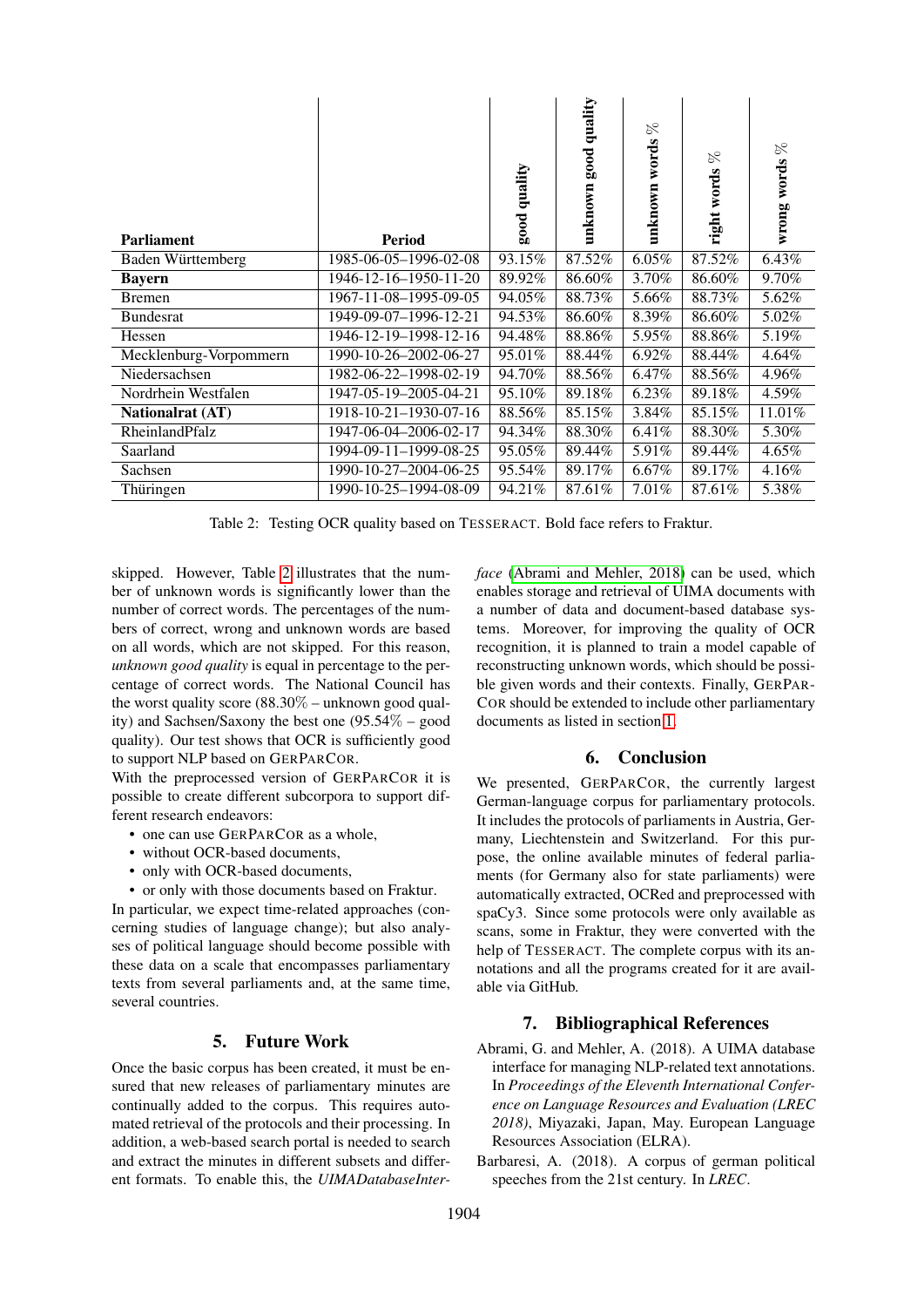| **Parliament** | **Period** | **good quality** | **unknown good quality** | **unknown words %** | **right words %** | **wrong words %** |
|---|---|---|---|---|---|---|
| Baden Württemberg | 1985-06-05–1996-02-08 | 93.15% | 87.52% | 6.05% | 87.52% | 6.43% |
| **Bayern** | 1946-12-16–1950-11-20 | 89.92% | 86.60% | 3.70% | 86.60% | 9.70% |
| Bremen | 1967-11-08–1995-09-05 | 94.05% | 88.73% | 5.66% | 88.73% | 5.62% |
| Bundesrat | 1949-09-07–1996-12-21 | 94.53% | 86.60% | 8.39% | 86.60% | 5.02% |
| Hessen | 1946-12-19–1998-12-16 | 94.48% | 88.86% | 5.95% | 88.86% | 5.19% |
| Mecklenburg-Vorpommern | 1990-10-26–2002-06-27 | 95.01% | 88.44% | 6.92% | 88.44% | 4.64% |
| Niedersachsen | 1982-06-22–1998-02-19 | 94.70% | 88.56% | 6.47% | 88.56% | 4.96% |
| Nordrhein Westfalen | 1947-05-19–2005-04-21 | 95.10% | 89.18% | 6.23% | 89.18% | 4.59% |
| **Nationalrat (AT)** | 1918-10-21–1930-07-16 | 88.56% | 85.15% | 3.84% | 85.15% | 11.01% |
| RheinlandPfalz | 1947-06-04–2006-02-17 | 94.34% | 88.30% | 6.41% | 88.30% | 5.30% |
| Saarland | 1994-09-11–1999-08-25 | 95.05% | 89.44% | 5.91% | 89.44% | 4.65% |
| Sachsen | 1990-10-27–2004-06-25 | 95.54% | 89.17% | 6.67% | 89.17% | 4.16% |
| Thüringen | 1990-10-25–1994-08-09 | 94.21% | 87.61% | 7.01% | 87.61% | 5.38% |

Table 2: Testing OCR quality based on TESSERACT. Bold face refers to Fraktur.

skipped. However, Table 2 illustrates that the number of unknown words is significantly lower than the number of correct words. The percentages of the numbers of correct, wrong and unknown words are based on all words, which are not skipped. For this reason, *unknown good quality* is equal in percentage to the percentage of correct words. The National Council has the worst quality score (88.30% – unknown good quality) and Sachsen/Saxony the best one (95.54% – good quality). Our test shows that OCR is sufficiently good to support NLP based on GERPARCOR.

With the preprocessed version of GERPARCOR it is possible to create different subcorpora to support different research endeavors:

- one can use GERPARCOR as a whole,
- without OCR-based documents,
- only with OCR-based documents,
- or only with those documents based on Fraktur.

In particular, we expect time-related approaches (concerning studies of language change); but also analyses of political language should become possible with these data on a scale that encompasses parliamentary texts from several parliaments and, at the same time, several countries.

## 5. Future Work

Once the basic corpus has been created, it must be ensured that new releases of parliamentary minutes are continually added to the corpus. This requires automated retrieval of the protocols and their processing. In addition, a web-based search portal is needed to search and extract the minutes in different subsets and different formats. To enable this, the *UIMADatabaseInterface* (Abrami and Mehler, 2018) can be used, which enables storage and retrieval of UIMA documents with a number of data and document-based database systems. Moreover, for improving the quality of OCR recognition, it is planned to train a model capable of reconstructing unknown words, which should be possible given words and their contexts. Finally, GERPARCOR should be extended to include other parliamentary documents as listed in section 1.

## 6. Conclusion

We presented, GERPARCOR, the currently largest German-language corpus for parliamentary protocols. It includes the protocols of parliaments in Austria, Germany, Liechtenstein and Switzerland. For this purpose, the online available minutes of federal parliaments (for Germany also for state parliaments) were automatically extracted, OCRed and preprocessed with spaCy3. Since some protocols were only available as scans, some in Fraktur, they were converted with the help of TESSERACT. The complete corpus with its annotations and all the programs created for it are available via GitHub.

## 7. Bibliographical References

Abrami, G. and Mehler, A. (2018). A UIMA database interface for managing NLP-related text annotations. In *Proceedings of the Eleventh International Conference on Language Resources and Evaluation (LREC 2018)*, Miyazaki, Japan, May. European Language Resources Association (ELRA).

Barbaresi, A. (2018). A corpus of german political speeches from the 21st century. In *LREC*.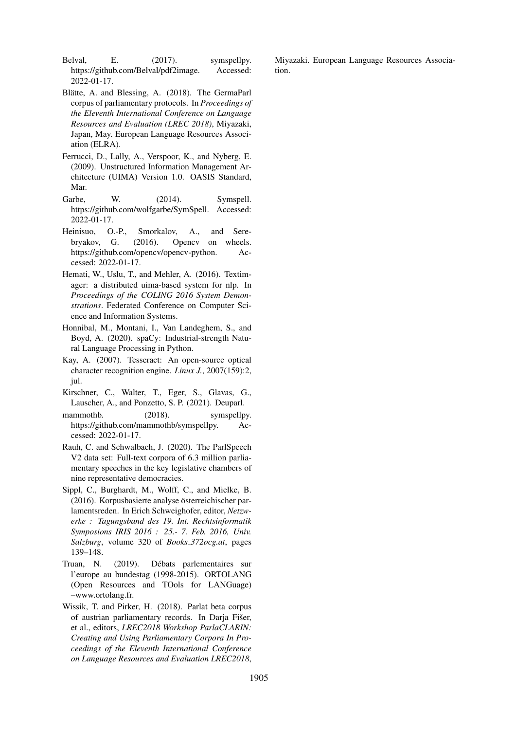Belval, E. (2017). symspellpy. https://github.com/Belval/pdf2image. Accessed: 2022-01-17.

Blätte, A. and Blessing, A. (2018). The GermaParl corpus of parliamentary protocols. In *Proceedings of the Eleventh International Conference on Language Resources and Evaluation (LREC 2018)*, Miyazaki, Japan, May. European Language Resources Association (ELRA).

Ferrucci, D., Lally, A., Verspoor, K., and Nyberg, E. (2009). Unstructured Information Management Architecture (UIMA) Version 1.0. OASIS Standard, Mar.

Garbe, W. (2014). Symspell. https://github.com/wolfgarbe/SymSpell. Accessed: 2022-01-17.

Heinisuo, O.-P., Smorkalov, A., and Serebryakov, G. (2016). Opencv on wheels. https://github.com/opencv/opencv-python. Accessed: 2022-01-17.

Hemati, W., Uslu, T., and Mehler, A. (2016). Textimager: a distributed uima-based system for nlp. In *Proceedings of the COLING 2016 System Demonstrations*. Federated Conference on Computer Science and Information Systems.

Honnibal, M., Montani, I., Van Landeghem, S., and Boyd, A. (2020). spaCy: Industrial-strength Natural Language Processing in Python.

Kay, A. (2007). Tesseract: An open-source optical character recognition engine. *Linux J.*, 2007(159):2, jul.

Kirschner, C., Walter, T., Eger, S., Glavas, G., Lauscher, A., and Ponzetto, S. P. (2021). Deuparl.

mammothb. (2018). symspellpy. https://github.com/mammothb/symspellpy. Accessed: 2022-01-17.

Rauh, C. and Schwalbach, J. (2020). The ParlSpeech V2 data set: Full-text corpora of 6.3 million parliamentary speeches in the key legislative chambers of nine representative democracies.

Sippl, C., Burghardt, M., Wolff, C., and Mielke, B. (2016). Korpusbasierte analyse österreichischer parlamentsreden. In Erich Schweighofer, editor, *Netzwerke : Tagungsband des 19. Int. Rechtsinformatik Symposions IRIS 2016 : 25.- 7. Feb. 2016, Univ. Salzburg*, volume 320 of *Books_372ocg.at*, pages 139–148.

Truan, N. (2019). Débats parlementaires sur l'europe au bundestag (1998-2015). ORTOLANG (Open Resources and TOols for LANGuage) –www.ortolang.fr.

Wissik, T. and Pirker, H. (2018). Parlat beta corpus of austrian parliamentary records. In Darja Fišer, et al., editors, *LREC2018 Workshop ParlaCLARIN: Creating and Using Parliamentary Corpora In Proceedings of the Eleventh International Conference on Language Resources and Evaluation LREC2018*, Miyazaki. European Language Resources Association.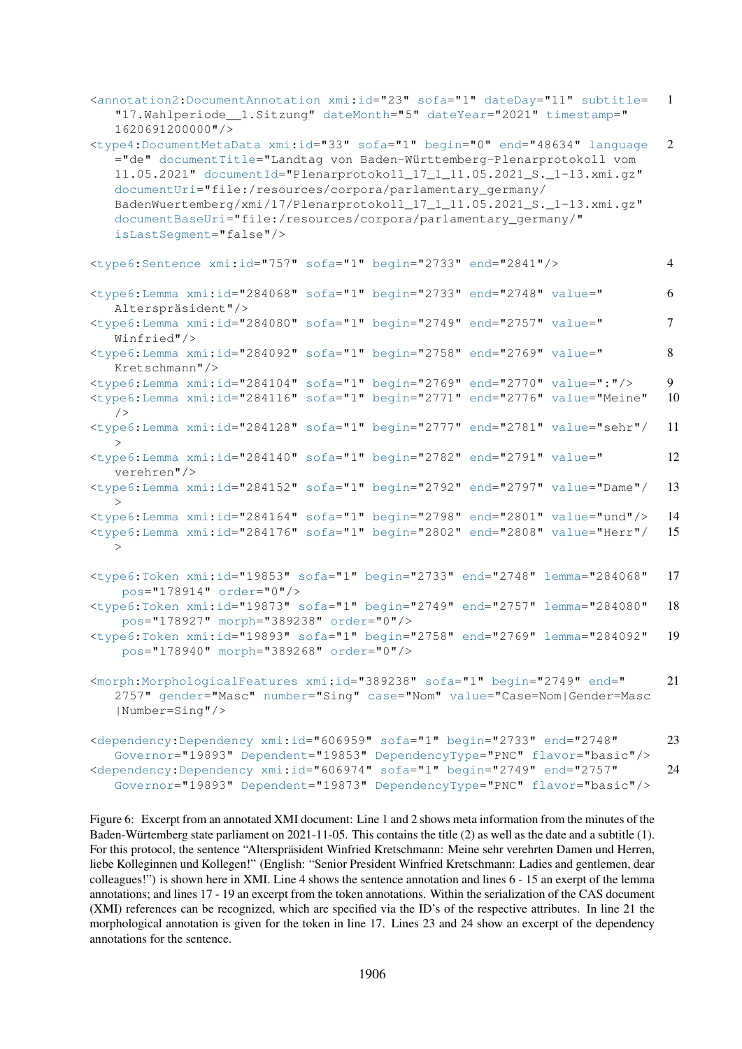```
<annotation2:DocumentAnnotation xmi:id="23" sofa="1" dateDay="11" subtitle="17.Wahlperiode__1.Sitzung" dateMonth="5" dateYear="2021" timestamp="1620691200000"/>
<type4:DocumentMetaData xmi:id="33" sofa="1" begin="0" end="48634" language="de" documentTitle="Landtag von Baden-Württemberg-Plenarprotokoll vom 11.05.2021" documentId="Plenarprotokoll_17_1_11.05.2021_S._1-13.xmi.gz" documentUri="file:/resources/corpora/parlamentary_germany/BadenWuertemberg/xmi/17/Plenarprotokoll_17_1_11.05.2021_S._1-13.xmi.gz" documentBaseUri="file:/resources/corpora/parlamentary_germany/" isLastSegment="false"/>

<type6:Sentence xmi:id="757" sofa="1" begin="2733" end="2841"/>

<type6:Lemma xmi:id="284068" sofa="1" begin="2733" end="2748" value="Alterspräsident"/>
<type6:Lemma xmi:id="284080" sofa="1" begin="2749" end="2757" value="Winfried"/>
<type6:Lemma xmi:id="284092" sofa="1" begin="2758" end="2769" value="Kretschmann"/>
<type6:Lemma xmi:id="284104" sofa="1" begin="2769" end="2770" value=":"/>
<type6:Lemma xmi:id="284116" sofa="1" begin="2771" end="2776" value="Meine"/>
<type6:Lemma xmi:id="284128" sofa="1" begin="2777" end="2781" value="sehr"/>
<type6:Lemma xmi:id="284140" sofa="1" begin="2782" end="2791" value="verehren"/>
<type6:Lemma xmi:id="284152" sofa="1" begin="2792" end="2797" value="Dame"/>
<type6:Lemma xmi:id="284164" sofa="1" begin="2798" end="2801" value="und"/>
<type6:Lemma xmi:id="284176" sofa="1" begin="2802" end="2808" value="Herr"/>

<type6:Token xmi:id="19853" sofa="1" begin="2733" end="2748" lemma="284068" pos="178914" order="0"/>
<type6:Token xmi:id="19873" sofa="1" begin="2749" end="2757" lemma="284080" pos="178927" morph="389238" order="0"/>
<type6:Token xmi:id="19893" sofa="1" begin="2758" end="2769" lemma="284092" pos="178940" morph="389268" order="0"/>

<morph:MorphologicalFeatures xmi:id="389238" sofa="1" begin="2749" end="2757" gender="Masc" number="Sing" case="Nom" value="Case=Nom|Gender=Masc|Number=Sing"/>

<dependency:Dependency xmi:id="606959" sofa="1" begin="2733" end="2748" Governor="19893" Dependent="19853" DependencyType="PNC" flavor="basic"/>
<dependency:Dependency xmi:id="606974" sofa="1" begin="2749" end="2757" Governor="19893" Dependent="19873" DependencyType="PNC" flavor="basic"/>
```

Figure 6: Excerpt from an annotated XMI document: Line 1 and 2 shows meta information from the minutes of the Baden-Würtemberg state parliament on 2021-11-05. This contains the title (2) as well as the date and a subtitle (1). For this protocol, the sentence "Alterspräsident Winfried Kretschmann: Meine sehr verehrten Damen und Herren, liebe Kolleginnen und Kollegen!" (English: "Senior President Winfried Kretschmann: Ladies and gentlemen, dear colleagues!") is shown here in XMI. Line 4 shows the sentence annotation and lines 6 - 15 an exerpt of the lemma annotations; and lines 17 - 19 an excerpt from the token annotations. Within the serialization of the CAS document (XMI) references can be recognized, which are specified via the ID's of the respective attributes. In line 21 the morphological annotation is given for the token in line 17. Lines 23 and 24 show an excerpt of the dependency annotations for the sentence.